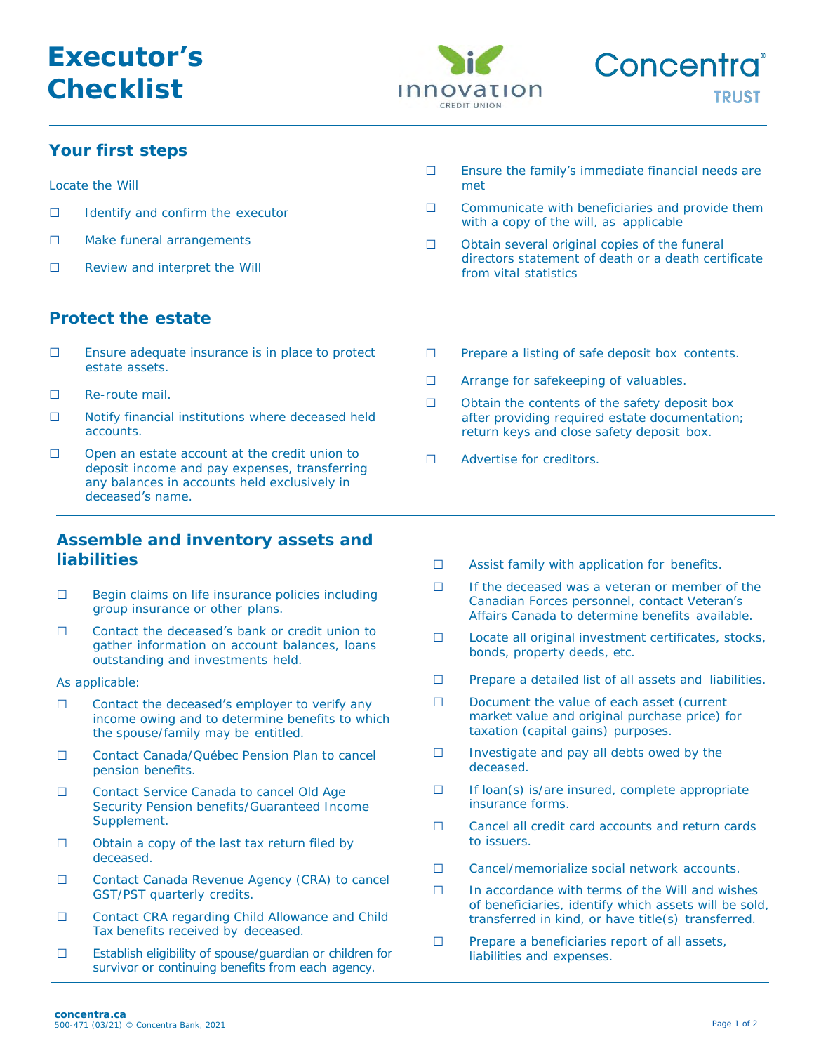# Executor's Checklist

Innovation Credit Union | Concentra Trust

## Your first steps

Locate the Will

- ☐ Identify and confirm the executor
- ☐ Make funeral arrangements
- ☐ Review and interpret the Will
- ☐ Ensure the family's immediate financial needs are met
- ☐ Communicate with beneficiaries and provide them with a copy of the will, as applicable
- ☐ Obtain several original copies of the funeral directors statement of death or a death certificate from vital statistics

## Protect the estate

- ☐ Ensure adequate insurance is in place to protect estate assets.
- ☐ Re-route mail.
- ☐ Notify financial institutions where deceased held accounts.
- ☐ Open an estate account at the credit union to deposit income and pay expenses, transferring any balances in accounts held exclusively in deceased's name.
- ☐ Prepare a listing of safe deposit box contents.
- ☐ Arrange for safekeeping of valuables.
- ☐ Obtain the contents of the safety deposit box after providing required estate documentation; return keys and close safety deposit box.
- ☐ Advertise for creditors.

## Assemble and inventory assets and liabilities

- ☐ Begin claims on life insurance policies including group insurance or other plans.
- ☐ Contact the deceased's bank or credit union to gather information on account balances, loans outstanding and investments held.

As applicable:

- ☐ Contact the deceased's employer to verify any income owing and to determine benefits to which the spouse/family may be entitled.
- ☐ Contact Canada/Québec Pension Plan to cancel pension benefits.
- ☐ Contact Service Canada to cancel Old Age Security Pension benefits/Guaranteed Income Supplement.
- ☐ Obtain a copy of the last tax return filed by deceased.
- ☐ Contact Canada Revenue Agency (CRA) to cancel GST/PST quarterly credits.
- ☐ Contact CRA regarding Child Allowance and Child Tax benefits received by deceased.
- ☐ Establish eligibility of spouse/guardian or children for survivor or continuing benefits from each agency.
- ☐ Assist family with application for benefits.
- ☐ If the deceased was a veteran or member of the Canadian Forces personnel, contact Veteran's Affairs Canada to determine benefits available.
- ☐ Locate all original investment certificates, stocks, bonds, property deeds, etc.
- ☐ Prepare a detailed list of all assets and liabilities.
- ☐ Document the value of each asset (current market value and original purchase price) for taxation (capital gains) purposes.
- ☐ Investigate and pay all debts owed by the deceased.
- ☐ If loan(s) is/are insured, complete appropriate insurance forms.
- ☐ Cancel all credit card accounts and return cards to issuers.
- ☐ Cancel/memorialize social network accounts.
- ☐ In accordance with terms of the Will and wishes of beneficiaries, identify which assets will be sold, transferred in kind, or have title(s) transferred.
- ☐ Prepare a beneficiaries report of all assets, liabilities and expenses.

**concentra.ca**
500-471 (03/21) © Concentra Bank, 2021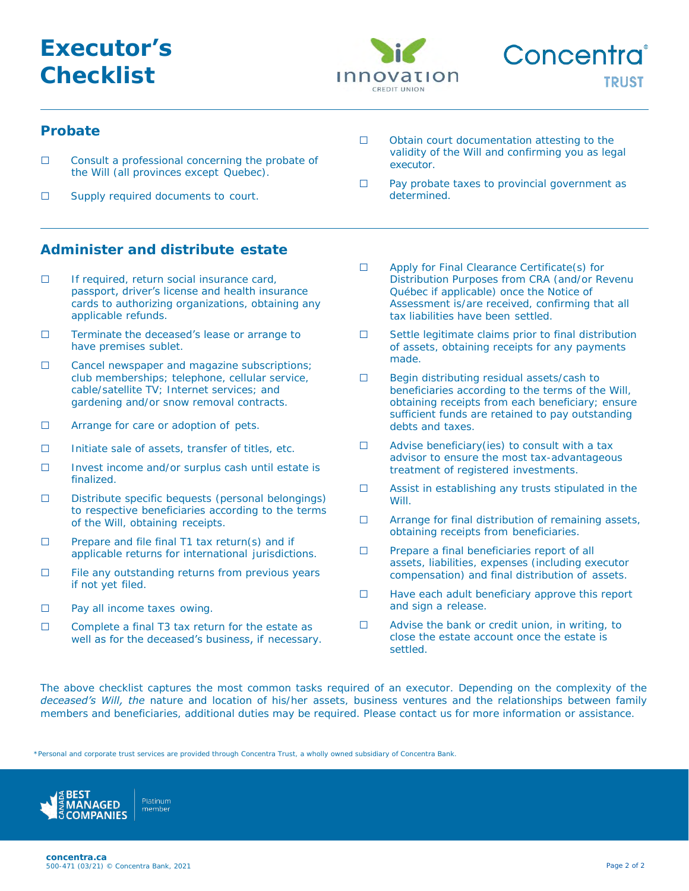# Executor's Checklist

## Probate

- ☐ Consult a professional concerning the probate of the Will (all provinces except Quebec).
- ☐ Supply required documents to court.
- ☐ Obtain court documentation attesting to the validity of the Will and confirming you as legal executor.
- ☐ Pay probate taxes to provincial government as determined.

## Administer and distribute estate

- ☐ If required, return social insurance card, passport, driver's license and health insurance cards to authorizing organizations, obtaining any applicable refunds.
- ☐ Terminate the deceased's lease or arrange to have premises sublet.
- ☐ Cancel newspaper and magazine subscriptions; club memberships; telephone, cellular service, cable/satellite TV; Internet services; and gardening and/or snow removal contracts.
- ☐ Arrange for care or adoption of pets.
- ☐ Initiate sale of assets, transfer of titles, etc.
- ☐ Invest income and/or surplus cash until estate is finalized.
- ☐ Distribute specific bequests (personal belongings) to respective beneficiaries according to the terms of the Will, obtaining receipts.
- ☐ Prepare and file final T1 tax return(s) and if applicable returns for international jurisdictions.
- ☐ File any outstanding returns from previous years if not yet filed.
- ☐ Pay all income taxes owing.
- ☐ Complete a final T3 tax return for the estate as well as for the deceased's business, if necessary.
- ☐ Apply for Final Clearance Certificate(s) for Distribution Purposes from CRA (and/or Revenu Québec if applicable) once the Notice of Assessment is/are received, confirming that all tax liabilities have been settled.
- ☐ Settle legitimate claims prior to final distribution of assets, obtaining receipts for any payments made.
- ☐ Begin distributing residual assets/cash to beneficiaries according to the terms of the Will, obtaining receipts from each beneficiary; ensure sufficient funds are retained to pay outstanding debts and taxes.
- ☐ Advise beneficiary(ies) to consult with a tax advisor to ensure the most tax-advantageous treatment of registered investments.
- ☐ Assist in establishing any trusts stipulated in the Will.
- ☐ Arrange for final distribution of remaining assets, obtaining receipts from beneficiaries.
- ☐ Prepare a final beneficiaries report of all assets, liabilities, expenses (including executor compensation) and final distribution of assets.
- ☐ Have each adult beneficiary approve this report and sign a release.
- ☐ Advise the bank or credit union, in writing, to close the estate account once the estate is settled.

The above checklist captures the most common tasks required of an executor. Depending on the complexity of the *deceased's Will, the* nature and location of his/her assets, business ventures and the relationships between family members and beneficiaries, additional duties may be required. Please contact us for more information or assistance.

*Personal and corporate trust services are provided through Concentra Trust, a wholly owned subsidiary of Concentra Bank.

Canada Best Managed Companies Platinum member

**concentra.ca**
500-471 (03/21) © Concentra Bank, 2021